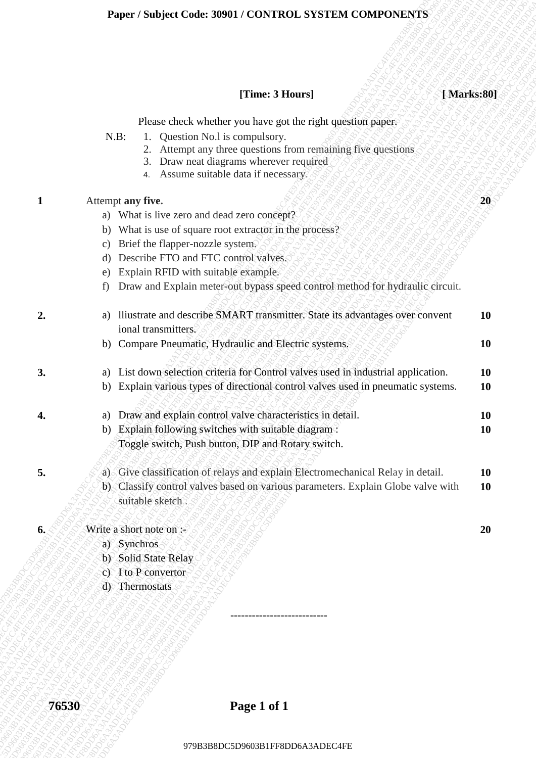**Paper / Subject Code: 30901 / CONTROL SYSTEM COMPONENTS**

**[Time: 3 Hours]** **[ Marks:80]**

Please check whether you have got the right question paper.

N.B:
1. Question No.l is compulsory.
2. Attempt any three questions from remaining five questions
3. Draw neat diagrams wherever required
4. Assume suitable data if necessary.

**1** Attempt **any five.** **20**

a) What is live zero and dead zero concept?
b) What is use of square root extractor in the process?
c) Brief the flapper-nozzle system.
d) Describe FTO and FTC control valves.
e) Explain RFID with suitable example.
f) Draw and Explain meter-out bypass speed control method for hydraulic circuit.

**2.**

a) lliustrate and describe SMART transmitter. State its advantages over convent ional transmitters. **10**
b) Compare Pneumatic, Hydraulic and Electric systems. **10**

**3.**

a) List down selection criteria for Control valves used in industrial application. **10**
b) Explain various types of directional control valves used in pneumatic systems. **10**

**4.**

a) Draw and explain control valve characteristics in detail. **10**
b) Explain following switches with suitable diagram : Toggle switch, Push button, DIP and Rotary switch. **10**

**5.**

a) Give classification of relays and explain Electromechanical Relay in detail. **10**
b) Classify control valves based on various parameters. Explain Globe valve with suitable sketch . **10**

**6.** Write a short note on :- **20**

a) Synchros
b) Solid State Relay
c) I to P convertor
d) Thermostats

---------------------------

76530

979B3B8DC5D9603B1FF8DD6A3ADEC4FE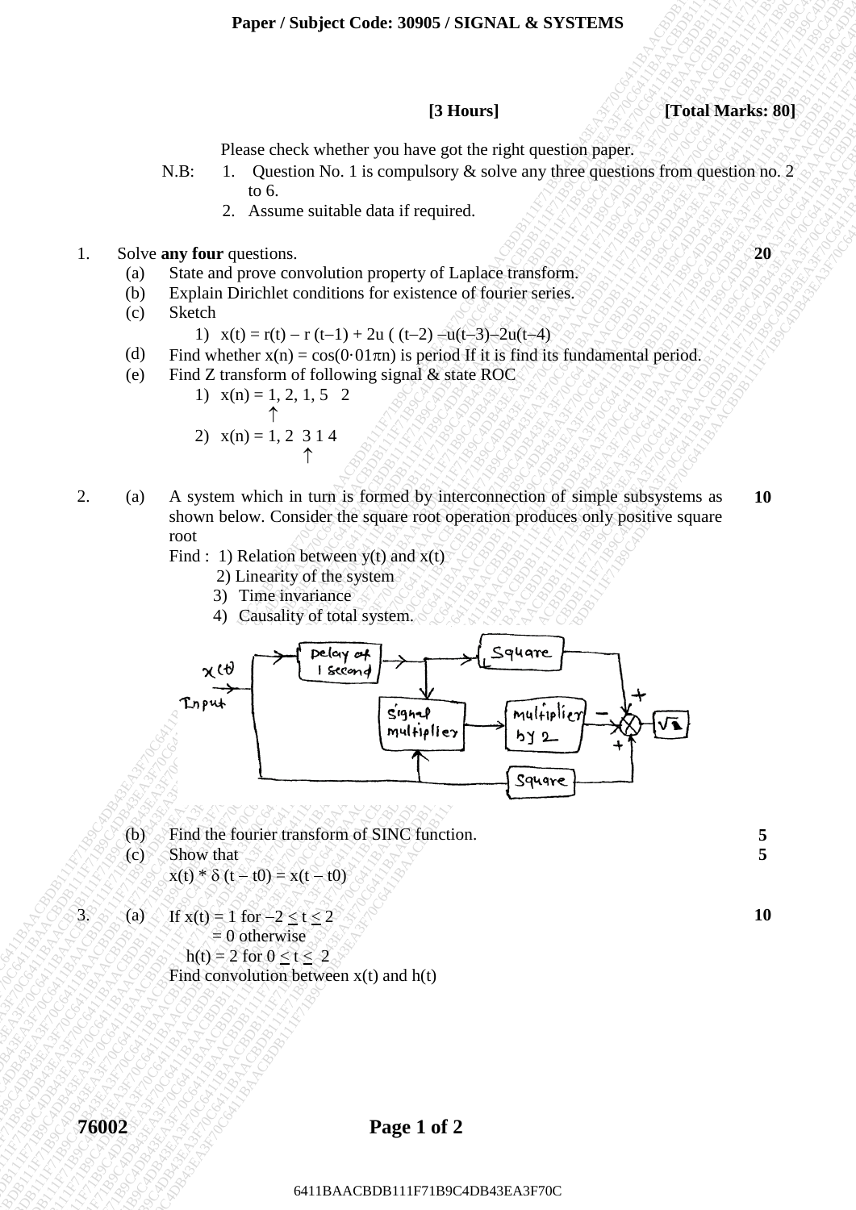**Paper / Subject Code: 30905 / SIGNAL & SYSTEMS**

**[3 Hours]** **[Total Marks: 80]**

Please check whether you have got the right question paper.

N.B:
1. Question No. 1 is compulsory & solve any three questions from question no. 2 to 6.
2. Assume suitable data if required.

1. Solve **any four** questions. **20**
   - (a) State and prove convolution property of Laplace transform.
   - (b) Explain Dirichlet conditions for existence of fourier series.
   - (c) Sketch
     1) $x(t) = r(t) - r(t-1) + 2u((t-2) - u(t-3) - 2u(t-4)$
   - (d) Find whether $x(n) = \cos(0 \cdot 01\pi n)$ is period If it is find its fundamental period.
   - (e) Find Z transform of following signal & state ROC
     1) $x(n) = 1, 2, 1, 5 \quad 2$ (↑ under 2)
     2) $x(n) = 1, 2 \;\; 3\; 1\; 4$ (↑ under 3)

2. (a) A system which in turn is formed by interconnection of simple subsystems as shown below. Consider the square root operation produces only positive square root **10**

   Find : 1) Relation between y(t) and x(t)
   2) Linearity of the system
   3) Time invariance
   4) Causality of total system.

   (Block diagram: Input x(t) → Delay of 1 second → Square → (+) summer; Delay output → Signal multiplier → Multiplier by 2 → (−) summer; x(t) → Signal multiplier; x(t) → Square → (+) summer; summer output → $\sqrt{\;}$)

   (b) Find the fourier transform of SINC function. **5**

   (c) Show that **5**
   $x(t) * \delta(t - t0) = x(t - t0)$

3. (a) If $x(t) = 1$ for $-2 \le t \le 2$ **10**
   $= 0$ otherwise
   $h(t) = 2$ for $0 \le t \le 2$
   Find convolution between x(t) and h(t)

**76002**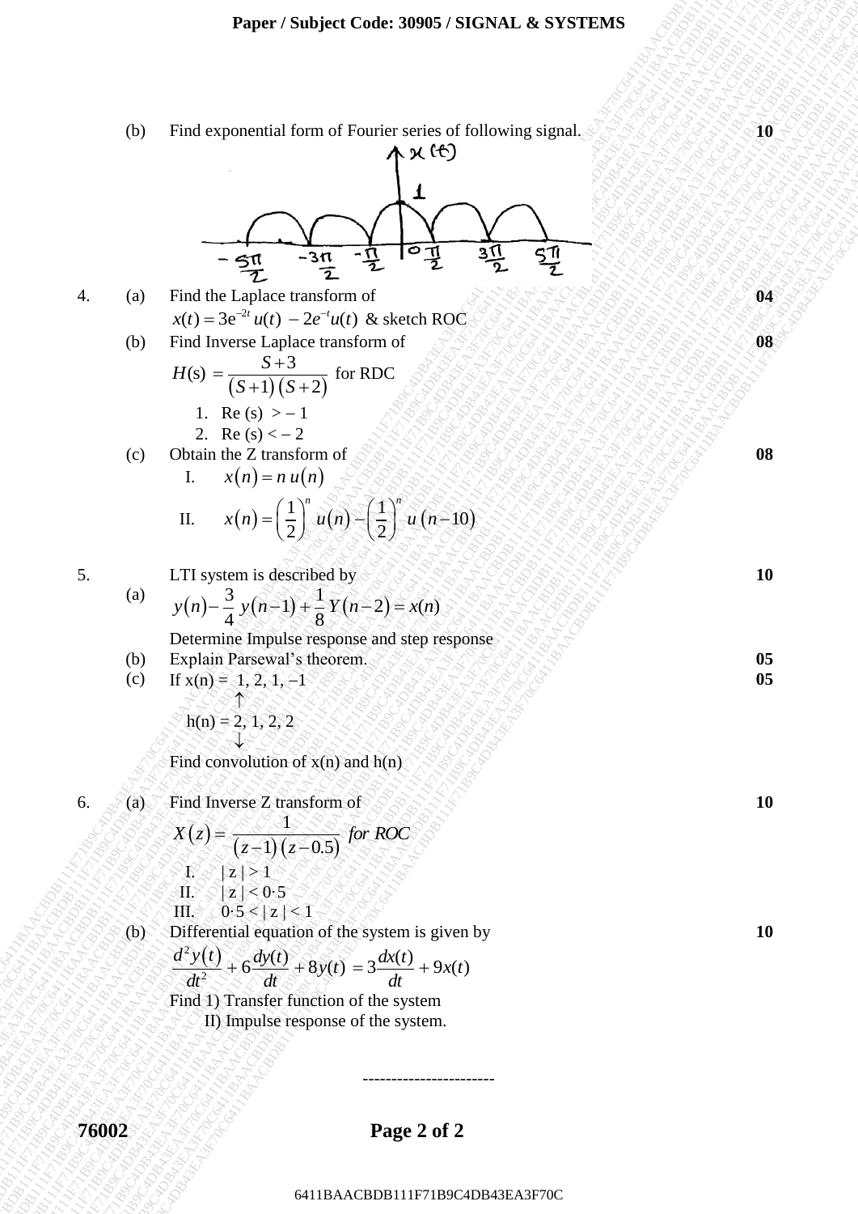(b) Find exponential form of Fourier series of following signal. **10**

$x(t)$

1

$-\frac{5\pi}{2}$ $-\frac{3\pi}{2}$ $-\frac{\pi}{2}$ 0 $\frac{\pi}{2}$ $\frac{3\pi}{2}$ $\frac{5\pi}{2}$

4. (a) Find the Laplace transform of **04**

$x(t) = 3e^{-2t}u(t) - 2e^{-t}u(t)$ & sketch ROC

(b) Find Inverse Laplace transform of **08**

$H(s) = \dfrac{S+3}{(S+1)(S+2)}$ for RDC

1. Re (s) > – 1
2. Re (s) < – 2

(c) Obtain the Z transform of **08**

I. $x(n) = n\,u(n)$

II. $x(n) = \left(\frac{1}{2}\right)^n u(n) - \left(\frac{1}{2}\right)^n u(n-10)$

5. (a) LTI system is described by **10**

$y(n) - \frac{3}{4}y(n-1) + \frac{1}{8}Y(n-2) = x(n)$

Determine Impulse response and step response

(b) Explain Parsewal's theorem. **05**

(c) If x(n) = 1, 2, 1, –1 **05**

↑

h(n) = 2, 1, 2, 2

↓

Find convolution of x(n) and h(n)

6. (a) Find Inverse Z transform of **10**

$X(z) = \dfrac{1}{(z-1)(z-0.5)}$ *for ROC*

I. | z | > 1
II. | z | < 0·5
III. 0·5 < | z | < 1

(b) Differential equation of the system is given by **10**

$\dfrac{d^2y(t)}{dt^2} + 6\dfrac{dy(t)}{dt} + 8y(t) = 3\dfrac{dx(t)}{dt} + 9x(t)$

Find 1) Transfer function of the system

II) Impulse response of the system.

-----------------------